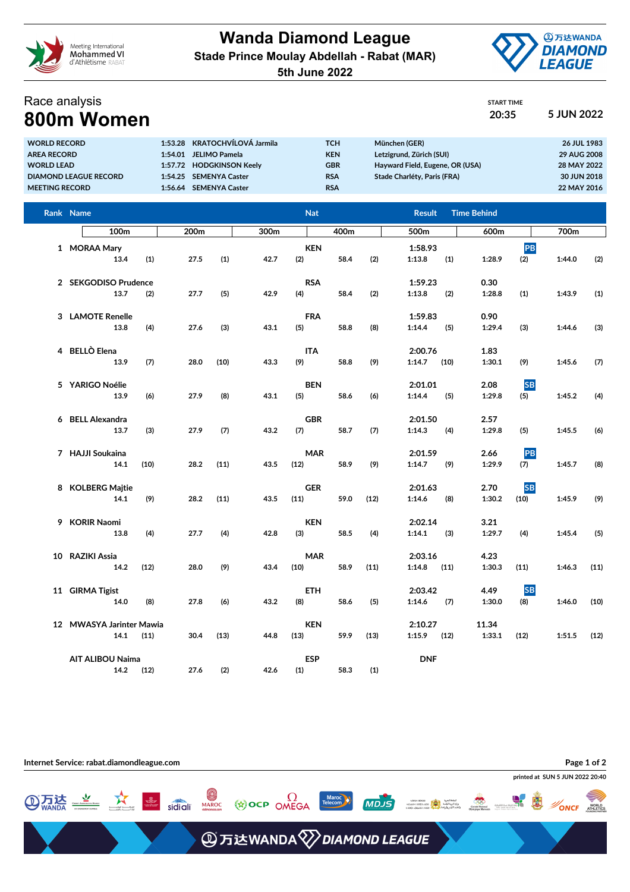# Wanda Diamond League

**Stade Prince Moulay Abdellah - Rabat (MAR)**

**5th June 2022**

Race analysis

## 800m Women

START TIME 20:35 — 5 JUN 2022

| | | | | | |
|---|---|---|---|---|---|
| WORLD RECORD | 1:53.28 | KRATOCHVÍLOVÁ Jarmila | TCH | München (GER) | 26 JUL 1983 |
| AREA RECORD | 1:54.01 | JELIMO Pamela | KEN | Letzigrund, Zürich (SUI) | 29 AUG 2008 |
| WORLD LEAD | 1:57.72 | HODGKINSON Keely | GBR | Hayward Field, Eugene, OR (USA) | 28 MAY 2022 |
| DIAMOND LEAGUE RECORD | 1:54.25 | SEMENYA Caster | RSA | Stade Charléty, Paris (FRA) | 30 JUN 2018 |
| MEETING RECORD | 1:56.64 | SEMENYA Caster | RSA | | 22 MAY 2016 |

| Rank | Name | Nat | Result | Time Behind | | 100m | | 200m | | 300m | | 400m | | 500m | | 600m | | 700m | |
|---|---|---|---|---|---|---|---|---|---|---|---|---|---|---|---|---|---|---|---|
| 1 | MORAA Mary | KEN | 1:58.93 | | PB | 13.4 | (1) | 27.5 | (1) | 42.7 | (2) | 58.4 | (2) | 1:13.8 | (1) | 1:28.9 | (2) | 1:44.0 | (2) |
| 2 | SEKGODISO Prudence | RSA | 1:59.23 | 0.30 | | 13.7 | (2) | 27.7 | (5) | 42.9 | (4) | 58.4 | (2) | 1:13.8 | (2) | 1:28.8 | (1) | 1:43.9 | (1) |
| 3 | LAMOTE Renelle | FRA | 1:59.83 | 0.90 | | 13.8 | (4) | 27.6 | (3) | 43.1 | (5) | 58.8 | (8) | 1:14.4 | (5) | 1:29.4 | (3) | 1:44.6 | (3) |
| 4 | BELLÒ Elena | ITA | 2:00.76 | 1.83 | | 13.9 | (7) | 28.0 | (10) | 43.3 | (9) | 58.8 | (9) | 1:14.7 | (10) | 1:30.1 | (9) | 1:45.6 | (7) |
| 5 | YARIGO Noélie | BEN | 2:01.01 | 2.08 | SB | 13.9 | (6) | 27.9 | (8) | 43.1 | (5) | 58.6 | (6) | 1:14.4 | (5) | 1:29.8 | (5) | 1:45.2 | (4) |
| 6 | BELL Alexandra | GBR | 2:01.50 | 2.57 | | 13.7 | (3) | 27.9 | (7) | 43.2 | (7) | 58.7 | (7) | 1:14.3 | (4) | 1:29.8 | (5) | 1:45.5 | (6) |
| 7 | HAJJI Soukaina | MAR | 2:01.59 | 2.66 | PB | 14.1 | (10) | 28.2 | (11) | 43.5 | (12) | 58.9 | (9) | 1:14.7 | (9) | 1:29.9 | (7) | 1:45.7 | (8) |
| 8 | KOLBERG Majtie | GER | 2:01.63 | 2.70 | SB | 14.1 | (9) | 28.2 | (11) | 43.5 | (11) | 59.0 | (12) | 1:14.6 | (8) | 1:30.2 | (10) | 1:45.9 | (9) |
| 9 | KORIR Naomi | KEN | 2:02.14 | 3.21 | | 13.8 | (4) | 27.7 | (4) | 42.8 | (3) | 58.5 | (4) | 1:14.1 | (3) | 1:29.7 | (4) | 1:45.4 | (5) |
| 10 | RAZIKI Assia | MAR | 2:03.16 | 4.23 | | 14.2 | (12) | 28.0 | (9) | 43.4 | (10) | 58.9 | (11) | 1:14.8 | (11) | 1:30.3 | (11) | 1:46.3 | (11) |
| 11 | GIRMA Tigist | ETH | 2:03.42 | 4.49 | SB | 14.0 | (8) | 27.8 | (6) | 43.2 | (8) | 58.6 | (5) | 1:14.6 | (7) | 1:30.0 | (8) | 1:46.0 | (10) |
| 12 | MWASYA Jarinter Mawia | KEN | 2:10.27 | 11.34 | | 14.1 | (11) | 30.4 | (13) | 44.8 | (13) | 59.9 | (13) | 1:15.9 | (12) | 1:33.1 | (12) | 1:51.5 | (12) |
| | AIT ALIBOU Naima | ESP | DNF | | | 14.2 | (12) | 27.6 | (2) | 42.6 | (1) | 58.3 | (1) | | | | | | |

Internet Service: rabat.diamondleague.com

printed at SUN 5 JUN 2022 20:40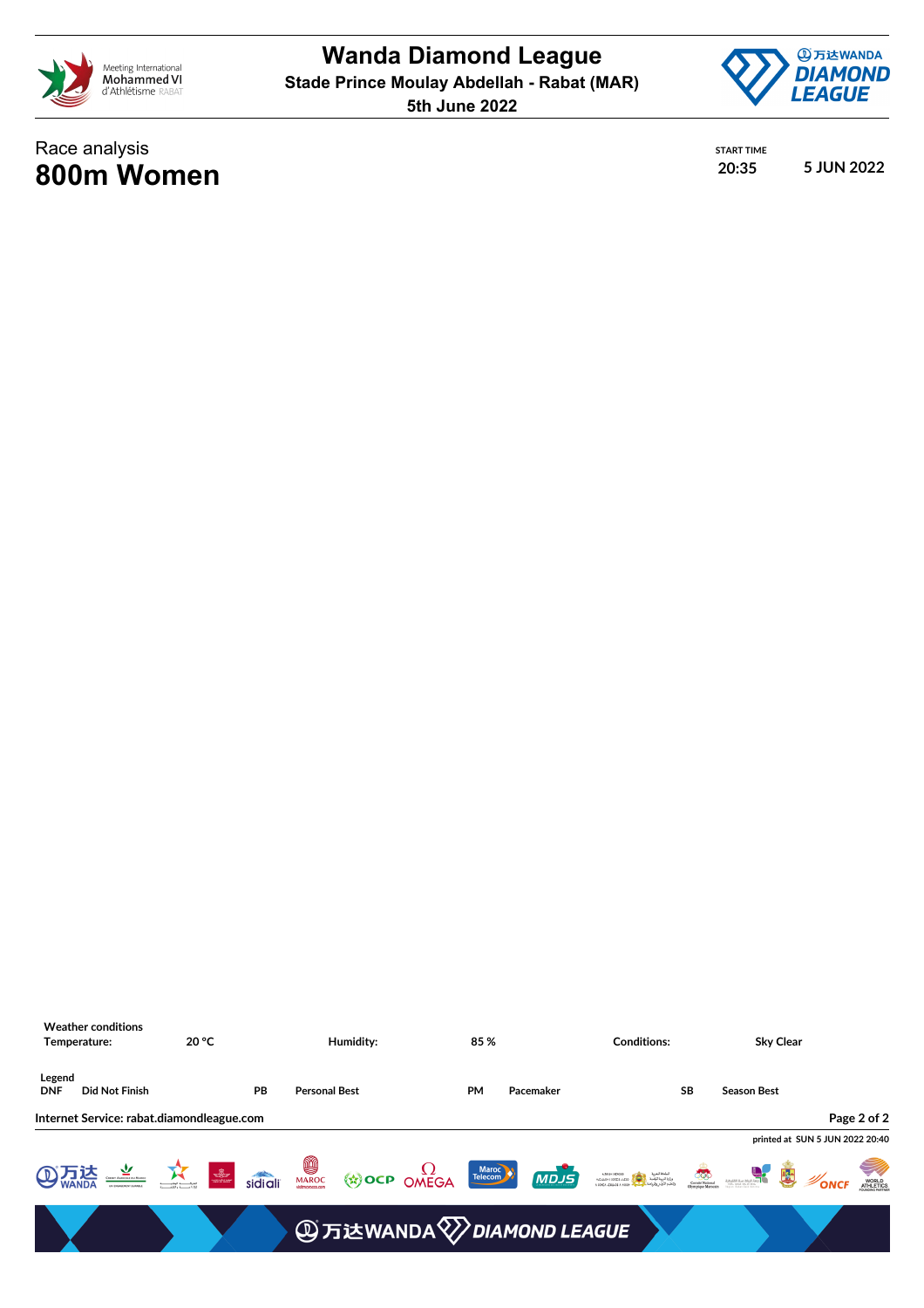# Race analysis
## 800m Women

START TIME
20:35 5 JUN 2022

Weather conditions

| | | | | | |
|---|---|---|---|---|---|
| Temperature: | 20 °C | Humidity: | 85 % | Conditions: | Sky Clear |

Legend

| | | | | | | | |
|---|---|---|---|---|---|---|---|
| DNF | Did Not Finish | PB | Personal Best | PM | Pacemaker | SB | Season Best |

Internet Service: rabat.diamondleague.com

printed at SUN 5 JUN 2022 20:40